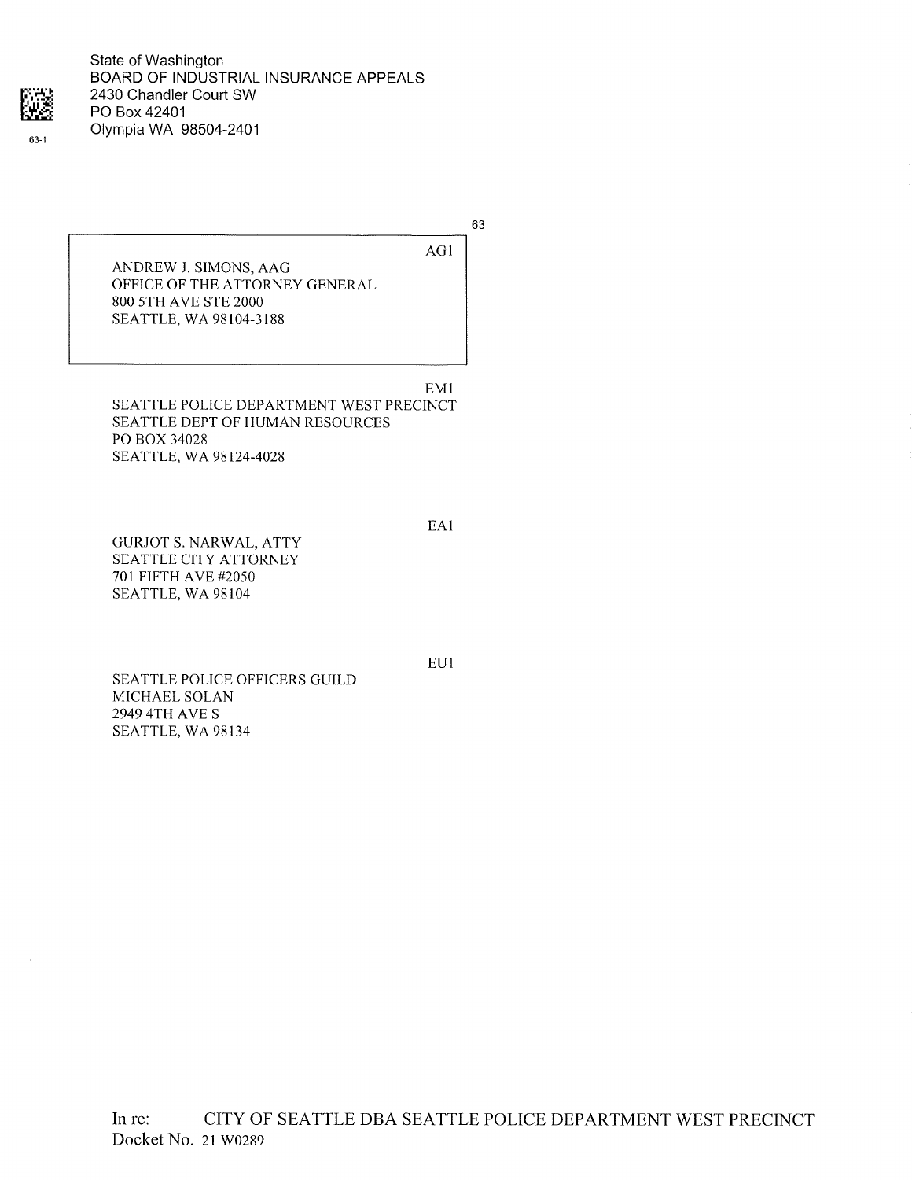State of Washington
BOARD OF INDUSTRIAL INSURANCE APPEALS
2430 Chandler Court SW
PO Box 42401
Olympia WA 98504-2401

63-1

63

AG1

ANDREW J. SIMONS, AAG
OFFICE OF THE ATTORNEY GENERAL
800 5TH AVE STE 2000
SEATTLE, WA 98104-3188

EM1

SEATTLE POLICE DEPARTMENT WEST PRECINCT
SEATTLE DEPT OF HUMAN RESOURCES
PO BOX 34028
SEATTLE, WA 98124-4028

EA1

GURJOT S. NARWAL, ATTY
SEATTLE CITY ATTORNEY
701 FIFTH AVE #2050
SEATTLE, WA 98104

EU1

SEATTLE POLICE OFFICERS GUILD
MICHAEL SOLAN
2949 4TH AVE S
SEATTLE, WA 98134

In re: CITY OF SEATTLE DBA SEATTLE POLICE DEPARTMENT WEST PRECINCT
Docket No. 21 W0289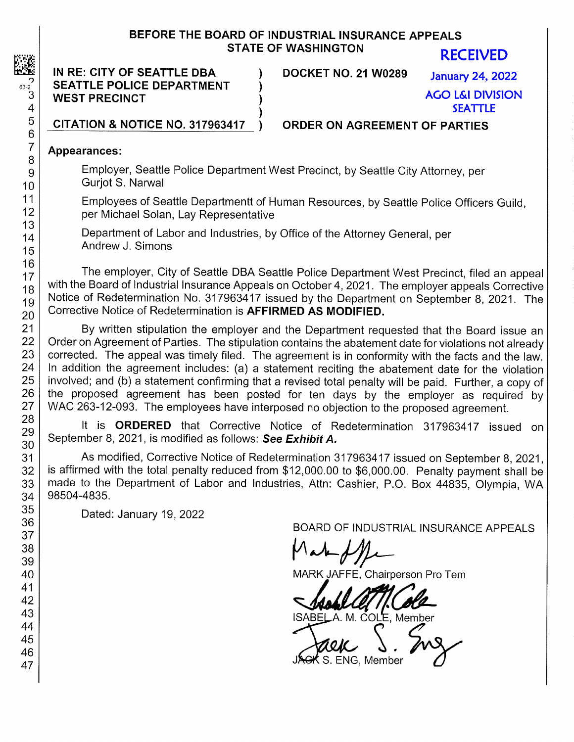# BEFORE THE BOARD OF INDUSTRIAL INSURANCE APPEALS
## STATE OF WASHINGTON

RECEIVED
January 24, 2022
AGO L&I DIVISION
SEATTLE

**IN RE: CITY OF SEATTLE DBA SEATTLE POLICE DEPARTMENT WEST PRECINCT**

**CITATION & NOTICE NO. 317963417**

**DOCKET NO. 21 W0289**

**ORDER ON AGREEMENT OF PARTIES**

**Appearances:**

Employer, Seattle Police Department West Precinct, by Seattle City Attorney, per Gurjot S. Narwal

Employees of Seattle Departmentt of Human Resources, by Seattle Police Officers Guild, per Michael Solan, Lay Representative

Department of Labor and Industries, by Office of the Attorney General, per Andrew J. Simons

The employer, City of Seattle DBA Seattle Police Department West Precinct, filed an appeal with the Board of Industrial Insurance Appeals on October 4, 2021. The employer appeals Corrective Notice of Redetermination No. 317963417 issued by the Department on September 8, 2021. The Corrective Notice of Redetermination is **AFFIRMED AS MODIFIED.**

By written stipulation the employer and the Department requested that the Board issue an Order on Agreement of Parties. The stipulation contains the abatement date for violations not already corrected. The appeal was timely filed. The agreement is in conformity with the facts and the law. In addition the agreement includes: (a) a statement reciting the abatement date for the violation involved; and (b) a statement confirming that a revised total penalty will be paid. Further, a copy of the proposed agreement has been posted for ten days by the employer as required by WAC 263-12-093. The employees have interposed no objection to the proposed agreement.

It is **ORDERED** that Corrective Notice of Redetermination 317963417 issued on September 8, 2021, is modified as follows: ***See Exhibit A.***

As modified, Corrective Notice of Redetermination 317963417 issued on September 8, 2021, is affirmed with the total penalty reduced from $12,000.00 to $6,000.00. Penalty payment shall be made to the Department of Labor and Industries, Attn: Cashier, P.O. Box 44835, Olympia, WA 98504-4835.

Dated: January 19, 2022

BOARD OF INDUSTRIAL INSURANCE APPEALS

MARK JAFFE, Chairperson Pro Tem

ISABEL A. M. COLE, Member

JACK S. ENG, Member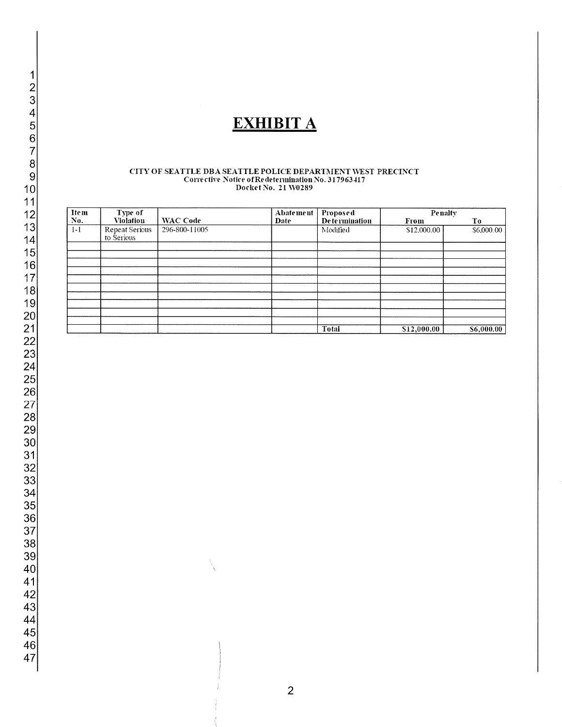# EXHIBIT A

**CITY OF SEATTLE DBA SEATTLE POLICE DEPARTMENT WEST PRECINCT**
**Corrective Notice of Redetermination No. 317963417**
**Docket No. 21 W0289**

| Item No. | Type of Violation | WAC Code | Abatement Date | Proposed Determination | Penalty | |
|---|---|---|---|---|---|---|
| | | | | | From | To |
| 1-1 | Repeat Serious to Serious | 296-800-11005 | | Modified | $12,000.00 | $6,000.00 |
| | | | | | | |
| | | | | | | |
| | | | | | | |
| | | | | | | |
| | | | | | | |
| | | | | | | |
| | | | | | | |
| | | | | | | |
| | | | | | | |
| | | | | Total | $12,000.00 | $6,000.00 |